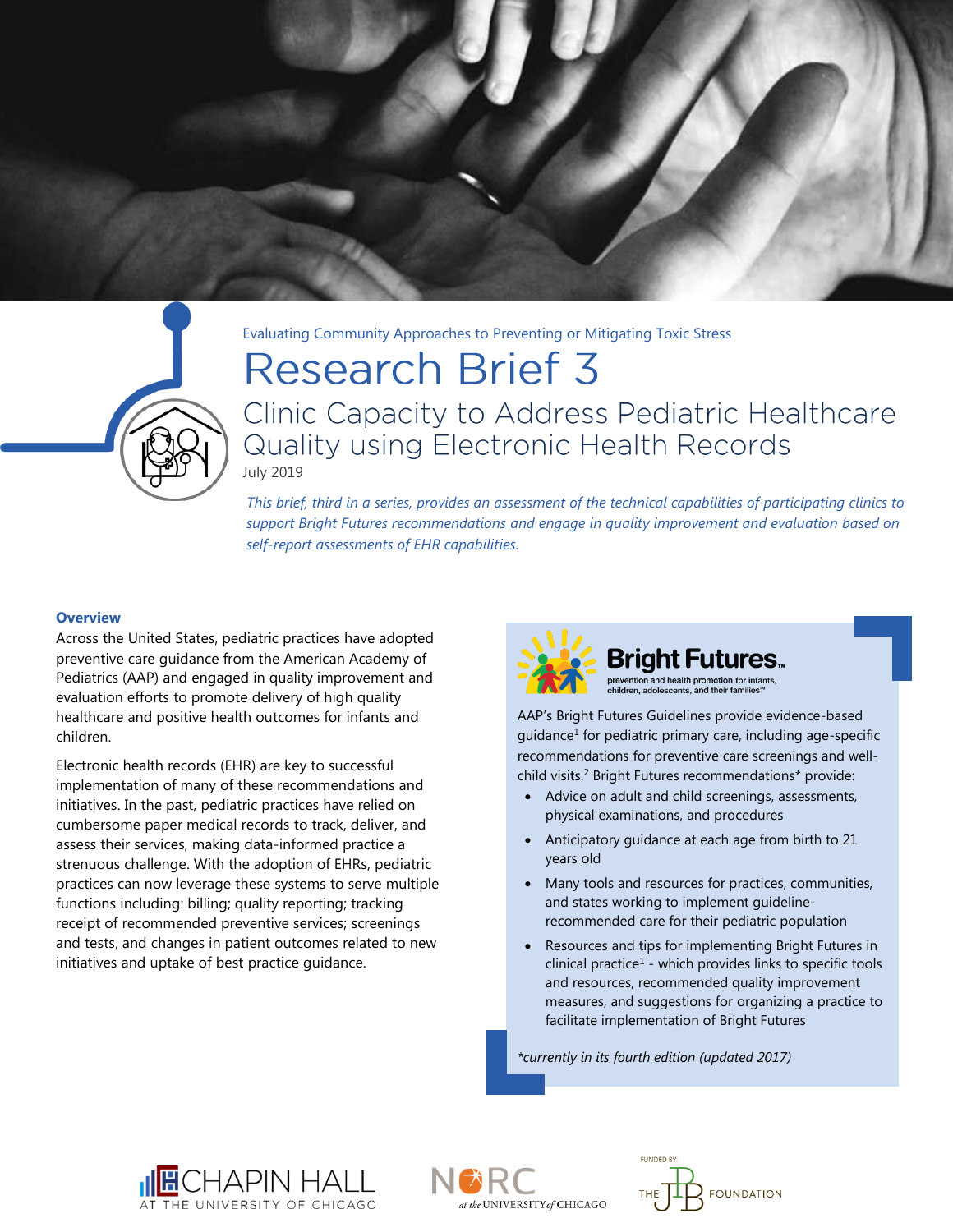Evaluating Community Approaches to Preventing or Mitigating Toxic Stress

# Research Brief 3

## Clinic Capacity to Address Pediatric Healthcare Quality using Electronic Health Records

July 2019

*This brief, third in a series, provides an assessment of the technical capabilities of participating clinics to support Bright Futures recommendations and engage in quality improvement and evaluation based on self-report assessments of EHR capabilities.*

### Overview

Across the United States, pediatric practices have adopted preventive care guidance from the American Academy of Pediatrics (AAP) and engaged in quality improvement and evaluation efforts to promote delivery of high quality healthcare and positive health outcomes for infants and children.

Electronic health records (EHR) are key to successful implementation of many of these recommendations and initiatives. In the past, pediatric practices have relied on cumbersome paper medical records to track, deliver, and assess their services, making data-informed practice a strenuous challenge. With the adoption of EHRs, pediatric practices can now leverage these systems to serve multiple functions including: billing; quality reporting; tracking receipt of recommended preventive services; screenings and tests, and changes in patient outcomes related to new initiatives and uptake of best practice guidance.

**Bright Futures**
prevention and health promotion for infants, children, adolescents, and their families™

AAP's Bright Futures Guidelines provide evidence-based guidance[1] for pediatric primary care, including age-specific recommendations for preventive care screenings and well-child visits.[2] Bright Futures recommendations* provide:

- Advice on adult and child screenings, assessments, physical examinations, and procedures
- Anticipatory guidance at each age from birth to 21 years old
- Many tools and resources for practices, communities, and states working to implement guideline-recommended care for their pediatric population
- Resources and tips for implementing Bright Futures in clinical practice[1] - which provides links to specific tools and resources, recommended quality improvement measures, and suggestions for organizing a practice to facilitate implementation of Bright Futures

*\*currently in its fourth edition (updated 2017)*

CHAPIN HALL AT THE UNIVERSITY OF CHICAGO

NORC at the UNIVERSITY of CHICAGO

FUNDED BY: THE JPB FOUNDATION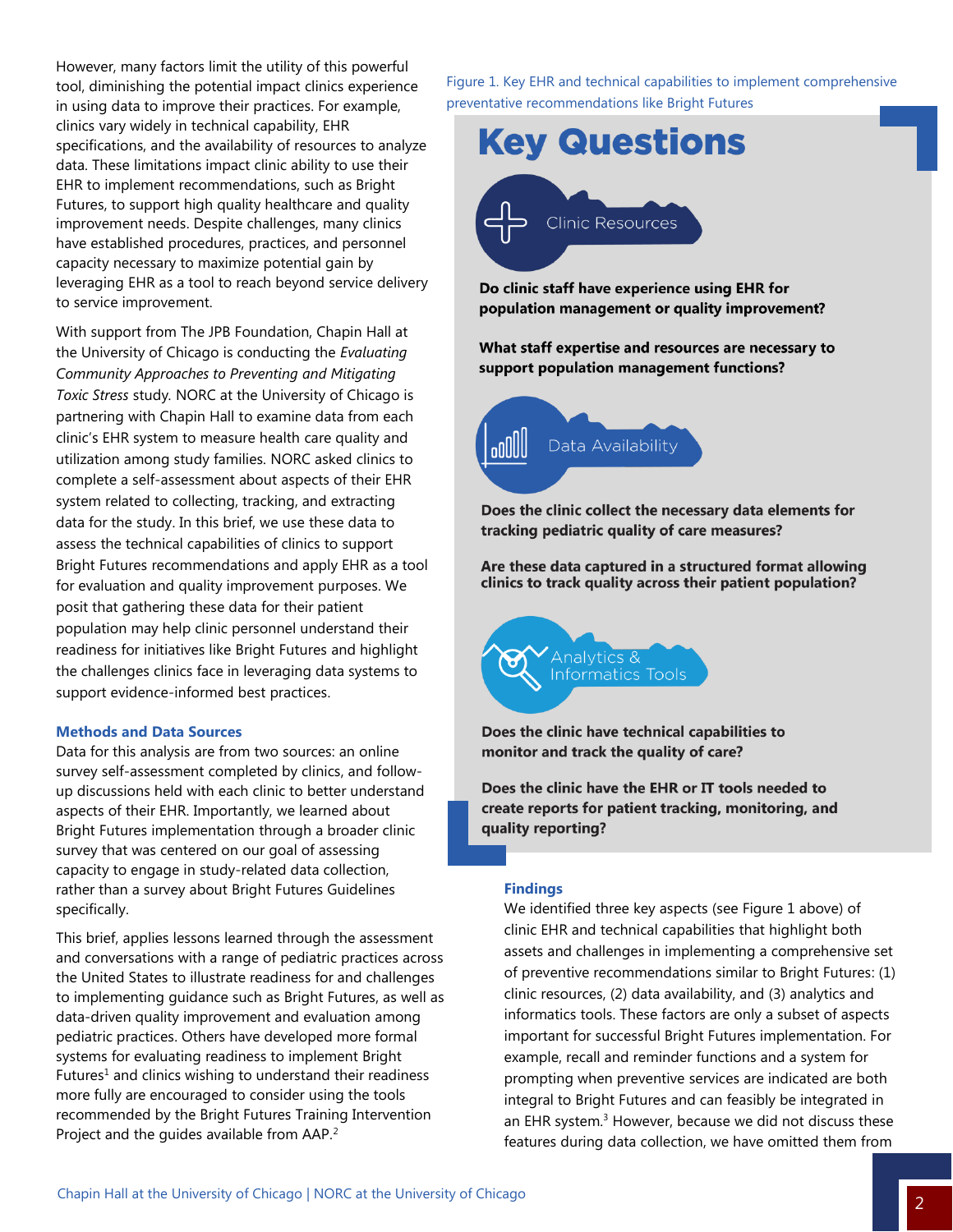However, many factors limit the utility of this powerful tool, diminishing the potential impact clinics experience in using data to improve their practices. For example, clinics vary widely in technical capability, EHR specifications, and the availability of resources to analyze data. These limitations impact clinic ability to use their EHR to implement recommendations, such as Bright Futures, to support high quality healthcare and quality improvement needs. Despite challenges, many clinics have established procedures, practices, and personnel capacity necessary to maximize potential gain by leveraging EHR as a tool to reach beyond service delivery to service improvement.

With support from The JPB Foundation, Chapin Hall at the University of Chicago is conducting the *Evaluating Community Approaches to Preventing and Mitigating Toxic Stress* study. NORC at the University of Chicago is partnering with Chapin Hall to examine data from each clinic's EHR system to measure health care quality and utilization among study families. NORC asked clinics to complete a self-assessment about aspects of their EHR system related to collecting, tracking, and extracting data for the study. In this brief, we use these data to assess the technical capabilities of clinics to support Bright Futures recommendations and apply EHR as a tool for evaluation and quality improvement purposes. We posit that gathering these data for their patient population may help clinic personnel understand their readiness for initiatives like Bright Futures and highlight the challenges clinics face in leveraging data systems to support evidence-informed best practices.

### Methods and Data Sources

Data for this analysis are from two sources: an online survey self-assessment completed by clinics, and follow-up discussions held with each clinic to better understand aspects of their EHR. Importantly, we learned about Bright Futures implementation through a broader clinic survey that was centered on our goal of assessing capacity to engage in study-related data collection, rather than a survey about Bright Futures Guidelines specifically.

This brief, applies lessons learned through the assessment and conversations with a range of pediatric practices across the United States to illustrate readiness for and challenges to implementing guidance such as Bright Futures, as well as data-driven quality improvement and evaluation among pediatric practices. Others have developed more formal systems for evaluating readiness to implement Bright Futures[1] and clinics wishing to understand their readiness more fully are encouraged to consider using the tools recommended by the Bright Futures Training Intervention Project and the guides available from AAP.[2]

Figure 1. Key EHR and technical capabilities to implement comprehensive preventative recommendations like Bright Futures

## Key Questions

**Clinic Resources**

**Do clinic staff have experience using EHR for population management or quality improvement?**

**What staff expertise and resources are necessary to support population management functions?**

**Data Availability**

**Does the clinic collect the necessary data elements for tracking pediatric quality of care measures?**

**Are these data captured in a structured format allowing clinics to track quality across their patient population?**

**Analytics & Informatics Tools**

**Does the clinic have technical capabilities to monitor and track the quality of care?**

**Does the clinic have the EHR or IT tools needed to create reports for patient tracking, monitoring, and quality reporting?**

### Findings

We identified three key aspects (see Figure 1 above) of clinic EHR and technical capabilities that highlight both assets and challenges in implementing a comprehensive set of preventive recommendations similar to Bright Futures: (1) clinic resources, (2) data availability, and (3) analytics and informatics tools. These factors are only a subset of aspects important for successful Bright Futures implementation. For example, recall and reminder functions and a system for prompting when preventive services are indicated are both integral to Bright Futures and can feasibly be integrated in an EHR system.[3] However, because we did not discuss these features during data collection, we have omitted them from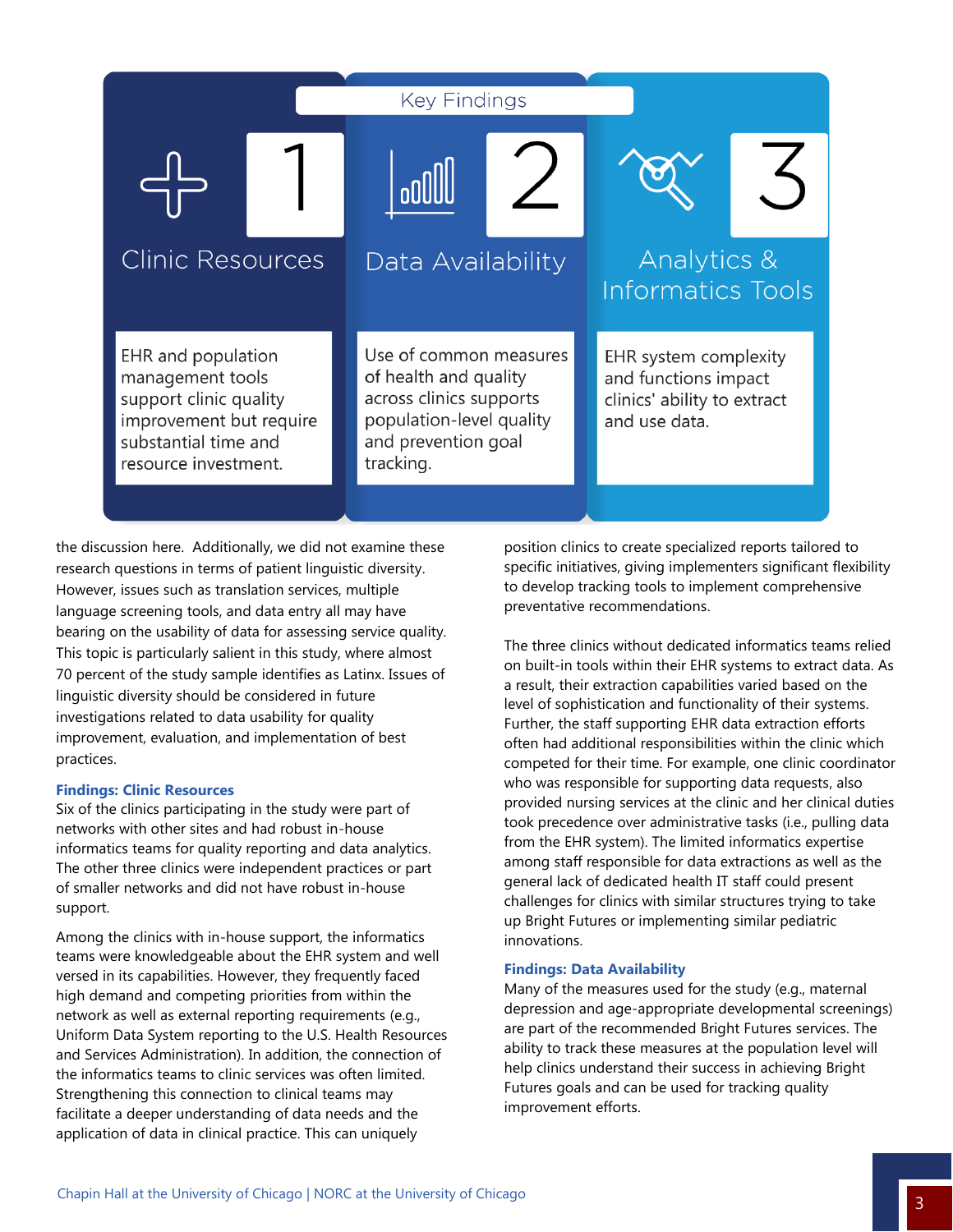## Key Findings

**1 Clinic Resources**

EHR and population management tools support clinic quality improvement but require substantial time and resource investment.

**2 Data Availability**

Use of common measures of health and quality across clinics supports population-level quality and prevention goal tracking.

**3 Analytics & Informatics Tools**

EHR system complexity and functions impact clinics' ability to extract and use data.

the discussion here. Additionally, we did not examine these research questions in terms of patient linguistic diversity. However, issues such as translation services, multiple language screening tools, and data entry all may have bearing on the usability of data for assessing service quality. This topic is particularly salient in this study, where almost 70 percent of the study sample identifies as Latinx. Issues of linguistic diversity should be considered in future investigations related to data usability for quality improvement, evaluation, and implementation of best practices.

### Findings: Clinic Resources

Six of the clinics participating in the study were part of networks with other sites and had robust in-house informatics teams for quality reporting and data analytics. The other three clinics were independent practices or part of smaller networks and did not have robust in-house support.

Among the clinics with in-house support, the informatics teams were knowledgeable about the EHR system and well versed in its capabilities. However, they frequently faced high demand and competing priorities from within the network as well as external reporting requirements (e.g., Uniform Data System reporting to the U.S. Health Resources and Services Administration). In addition, the connection of the informatics teams to clinic services was often limited. Strengthening this connection to clinical teams may facilitate a deeper understanding of data needs and the application of data in clinical practice. This can uniquely position clinics to create specialized reports tailored to specific initiatives, giving implementers significant flexibility to develop tracking tools to implement comprehensive preventative recommendations.

The three clinics without dedicated informatics teams relied on built-in tools within their EHR systems to extract data. As a result, their extraction capabilities varied based on the level of sophistication and functionality of their systems. Further, the staff supporting EHR data extraction efforts often had additional responsibilities within the clinic which competed for their time. For example, one clinic coordinator who was responsible for supporting data requests, also provided nursing services at the clinic and her clinical duties took precedence over administrative tasks (i.e., pulling data from the EHR system). The limited informatics expertise among staff responsible for data extractions as well as the general lack of dedicated health IT staff could present challenges for clinics with similar structures trying to take up Bright Futures or implementing similar pediatric innovations.

### Findings: Data Availability

Many of the measures used for the study (e.g., maternal depression and age-appropriate developmental screenings) are part of the recommended Bright Futures services. The ability to track these measures at the population level will help clinics understand their success in achieving Bright Futures goals and can be used for tracking quality improvement efforts.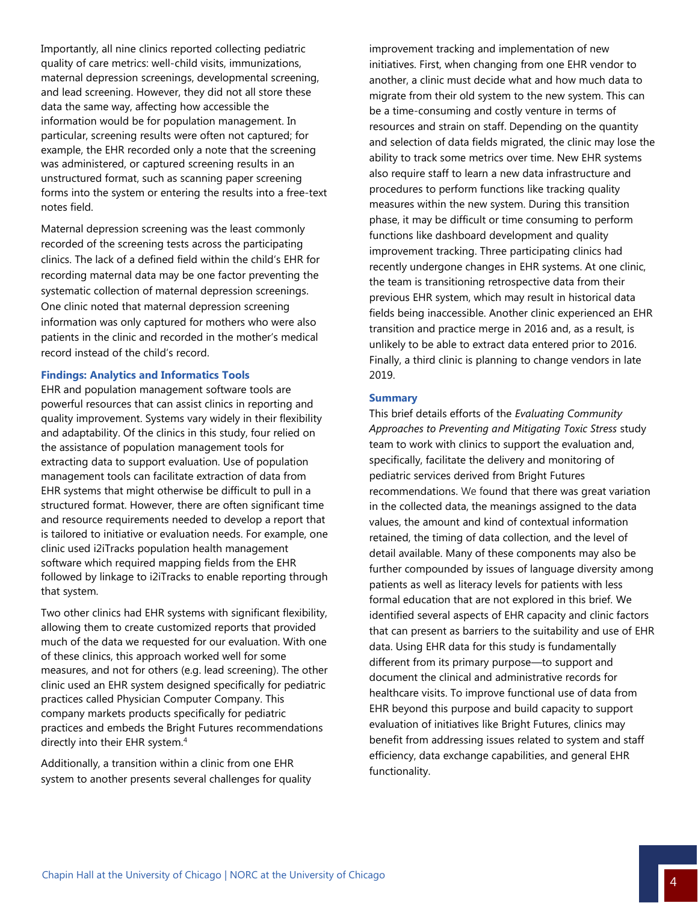Importantly, all nine clinics reported collecting pediatric quality of care metrics: well-child visits, immunizations, maternal depression screenings, developmental screening, and lead screening. However, they did not all store these data the same way, affecting how accessible the information would be for population management. In particular, screening results were often not captured; for example, the EHR recorded only a note that the screening was administered, or captured screening results in an unstructured format, such as scanning paper screening forms into the system or entering the results into a free-text notes field.

Maternal depression screening was the least commonly recorded of the screening tests across the participating clinics. The lack of a defined field within the child's EHR for recording maternal data may be one factor preventing the systematic collection of maternal depression screenings. One clinic noted that maternal depression screening information was only captured for mothers who were also patients in the clinic and recorded in the mother's medical record instead of the child's record.

### Findings: Analytics and Informatics Tools

EHR and population management software tools are powerful resources that can assist clinics in reporting and quality improvement. Systems vary widely in their flexibility and adaptability. Of the clinics in this study, four relied on the assistance of population management tools for extracting data to support evaluation. Use of population management tools can facilitate extraction of data from EHR systems that might otherwise be difficult to pull in a structured format. However, there are often significant time and resource requirements needed to develop a report that is tailored to initiative or evaluation needs. For example, one clinic used i2iTracks population health management software which required mapping fields from the EHR followed by linkage to i2iTracks to enable reporting through that system.

Two other clinics had EHR systems with significant flexibility, allowing them to create customized reports that provided much of the data we requested for our evaluation. With one of these clinics, this approach worked well for some measures, and not for others (e.g. lead screening). The other clinic used an EHR system designed specifically for pediatric practices called Physician Computer Company. This company markets products specifically for pediatric practices and embeds the Bright Futures recommendations directly into their EHR system.[4]

Additionally, a transition within a clinic from one EHR system to another presents several challenges for quality improvement tracking and implementation of new initiatives. First, when changing from one EHR vendor to another, a clinic must decide what and how much data to migrate from their old system to the new system. This can be a time-consuming and costly venture in terms of resources and strain on staff. Depending on the quantity and selection of data fields migrated, the clinic may lose the ability to track some metrics over time. New EHR systems also require staff to learn a new data infrastructure and procedures to perform functions like tracking quality measures within the new system. During this transition phase, it may be difficult or time consuming to perform functions like dashboard development and quality improvement tracking. Three participating clinics had recently undergone changes in EHR systems. At one clinic, the team is transitioning retrospective data from their previous EHR system, which may result in historical data fields being inaccessible. Another clinic experienced an EHR transition and practice merge in 2016 and, as a result, is unlikely to be able to extract data entered prior to 2016. Finally, a third clinic is planning to change vendors in late 2019.

### Summary

This brief details efforts of the *Evaluating Community Approaches to Preventing and Mitigating Toxic Stress* study team to work with clinics to support the evaluation and, specifically, facilitate the delivery and monitoring of pediatric services derived from Bright Futures recommendations. We found that there was great variation in the collected data, the meanings assigned to the data values, the amount and kind of contextual information retained, the timing of data collection, and the level of detail available. Many of these components may also be further compounded by issues of language diversity among patients as well as literacy levels for patients with less formal education that are not explored in this brief. We identified several aspects of EHR capacity and clinic factors that can present as barriers to the suitability and use of EHR data. Using EHR data for this study is fundamentally different from its primary purpose—to support and document the clinical and administrative records for healthcare visits. To improve functional use of data from EHR beyond this purpose and build capacity to support evaluation of initiatives like Bright Futures, clinics may benefit from addressing issues related to system and staff efficiency, data exchange capabilities, and general EHR functionality.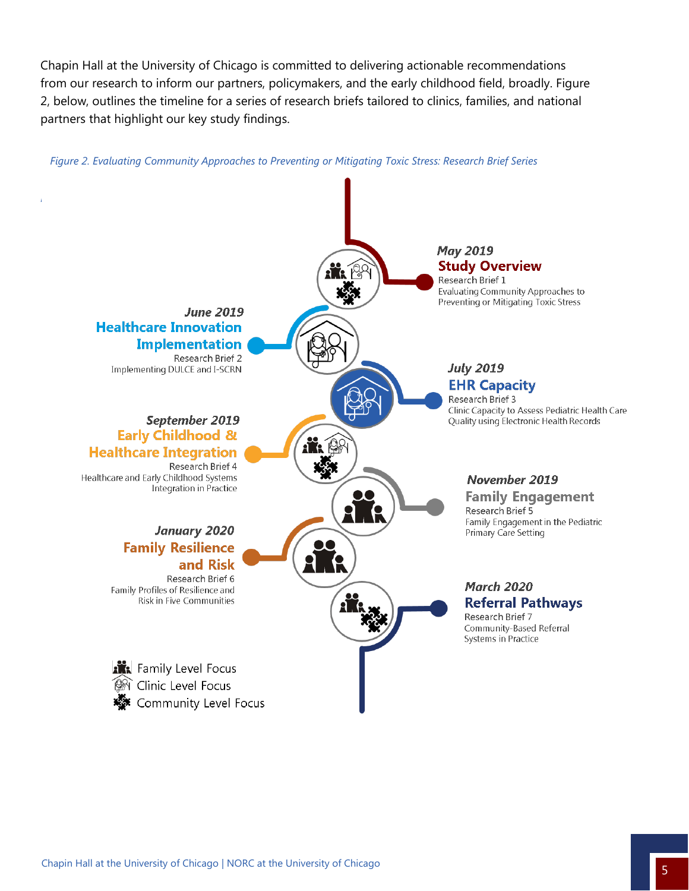Chapin Hall at the University of Chicago is committed to delivering actionable recommendations from our research to inform our partners, policymakers, and the early childhood field, broadly. Figure 2, below, outlines the timeline for a series of research briefs tailored to clinics, families, and national partners that highlight our key study findings.

*Figure 2. Evaluating Community Approaches to Preventing or Mitigating Toxic Stress: Research Brief Series*

**May 2019**
**Study Overview**
Research Brief 1
Evaluating Community Approaches to Preventing or Mitigating Toxic Stress

**June 2019**
**Healthcare Innovation Implementation**
Research Brief 2
Implementing DULCE and I-SCRN

**July 2019**
**EHR Capacity**
Research Brief 3
Clinic Capacity to Assess Pediatric Health Care Quality using Electronic Health Records

**September 2019**
**Early Childhood & Healthcare Integration**
Research Brief 4
Healthcare and Early Childhood Systems Integration in Practice

**November 2019**
**Family Engagement**
Research Brief 5
Family Engagement in the Pediatric Primary Care Setting

**January 2020**
**Family Resilience and Risk**
Research Brief 6
Family Profiles of Resilience and Risk in Five Communities

**March 2020**
**Referral Pathways**
Research Brief 7
Community-Based Referral Systems in Practice

Family Level Focus
Clinic Level Focus
Community Level Focus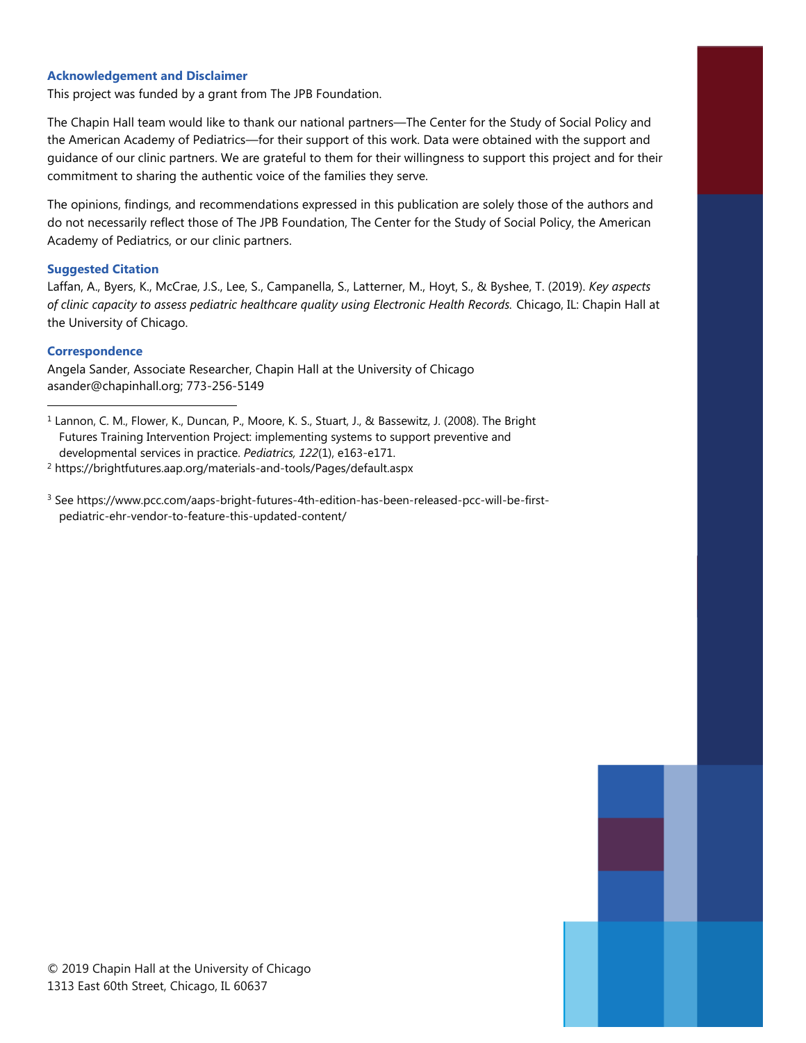### Acknowledgement and Disclaimer

This project was funded by a grant from The JPB Foundation.

The Chapin Hall team would like to thank our national partners—The Center for the Study of Social Policy and the American Academy of Pediatrics—for their support of this work. Data were obtained with the support and guidance of our clinic partners. We are grateful to them for their willingness to support this project and for their commitment to sharing the authentic voice of the families they serve.

The opinions, findings, and recommendations expressed in this publication are solely those of the authors and do not necessarily reflect those of The JPB Foundation, The Center for the Study of Social Policy, the American Academy of Pediatrics, or our clinic partners.

### Suggested Citation

Laffan, A., Byers, K., McCrae, J.S., Lee, S., Campanella, S., Latterner, M., Hoyt, S., & Byshee, T. (2019). *Key aspects of clinic capacity to assess pediatric healthcare quality using Electronic Health Records.* Chicago, IL: Chapin Hall at the University of Chicago.

### Correspondence

Angela Sander, Associate Researcher, Chapin Hall at the University of Chicago
asander@chapinhall.org; 773-256-5149

---

[1] Lannon, C. M., Flower, K., Duncan, P., Moore, K. S., Stuart, J., & Bassewitz, J. (2008). The Bright Futures Training Intervention Project: implementing systems to support preventive and developmental services in practice. *Pediatrics, 122*(1), e163-e171.

[2] https://brightfutures.aap.org/materials-and-tools/Pages/default.aspx

[3] See https://www.pcc.com/aaps-bright-futures-4th-edition-has-been-released-pcc-will-be-first-pediatric-ehr-vendor-to-feature-this-updated-content/

© 2019 Chapin Hall at the University of Chicago
1313 East 60th Street, Chicago, IL 60637